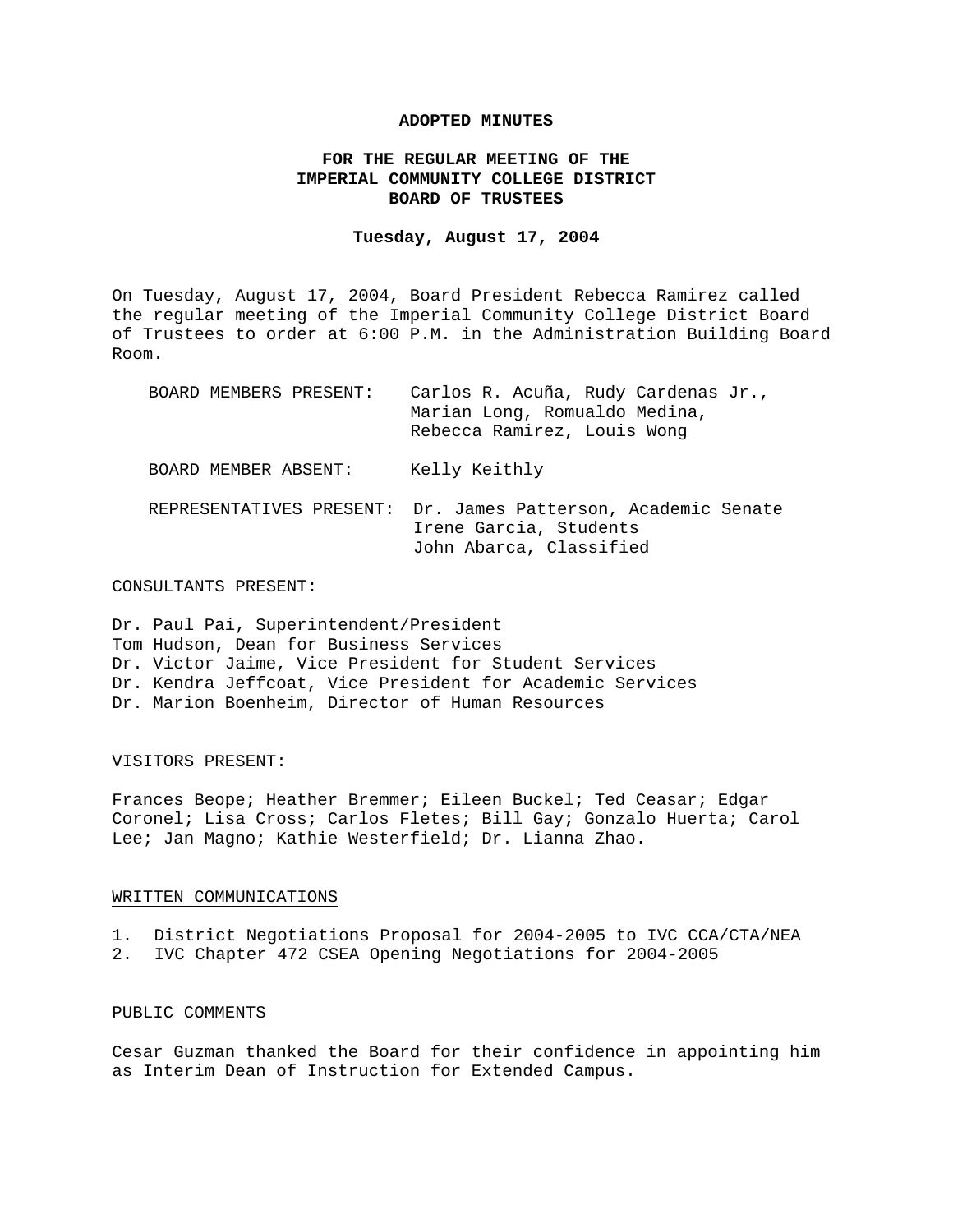# ADOPTED MINUTES

## FOR THE REGULAR MEETING OF THE IMPERIAL COMMUNITY COLLEGE DISTRICT BOARD OF TRUSTEES

**Tuesday, August 17, 2004**

On Tuesday, August 17, 2004, Board President Rebecca Ramirez called the regular meeting of the Imperial Community College District Board of Trustees to order at 6:00 P.M. in the Administration Building Board Room.

BOARD MEMBERS PRESENT: Carlos R. Acuña, Rudy Cardenas Jr., Marian Long, Romualdo Medina, Rebecca Ramirez, Louis Wong

BOARD MEMBER ABSENT: Kelly Keithly

REPRESENTATIVES PRESENT: Dr. James Patterson, Academic Senate
Irene Garcia, Students
John Abarca, Classified

CONSULTANTS PRESENT:

Dr. Paul Pai, Superintendent/President
Tom Hudson, Dean for Business Services
Dr. Victor Jaime, Vice President for Student Services
Dr. Kendra Jeffcoat, Vice President for Academic Services
Dr. Marion Boenheim, Director of Human Resources

VISITORS PRESENT:

Frances Beope; Heather Bremmer; Eileen Buckel; Ted Ceasar; Edgar Coronel; Lisa Cross; Carlos Fletes; Bill Gay; Gonzalo Huerta; Carol Lee; Jan Magno; Kathie Westerfield; Dr. Lianna Zhao.

## WRITTEN COMMUNICATIONS

1. District Negotiations Proposal for 2004-2005 to IVC CCA/CTA/NEA
2. IVC Chapter 472 CSEA Opening Negotiations for 2004-2005

## PUBLIC COMMENTS

Cesar Guzman thanked the Board for their confidence in appointing him as Interim Dean of Instruction for Extended Campus.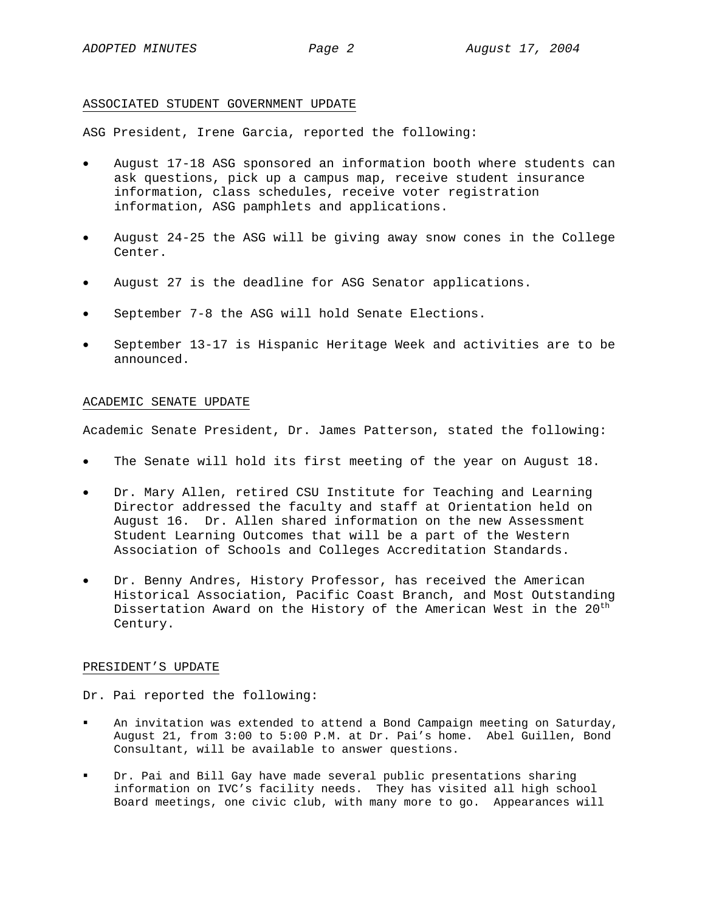## ASSOCIATED STUDENT GOVERNMENT UPDATE

ASG President, Irene Garcia, reported the following:

- August 17-18 ASG sponsored an information booth where students can ask questions, pick up a campus map, receive student insurance information, class schedules, receive voter registration information, ASG pamphlets and applications.
- August 24-25 the ASG will be giving away snow cones in the College Center.
- August 27 is the deadline for ASG Senator applications.
- September 7-8 the ASG will hold Senate Elections.
- September 13-17 is Hispanic Heritage Week and activities are to be announced.

## ACADEMIC SENATE UPDATE

Academic Senate President, Dr. James Patterson, stated the following:

- The Senate will hold its first meeting of the year on August 18.
- Dr. Mary Allen, retired CSU Institute for Teaching and Learning Director addressed the faculty and staff at Orientation held on August 16. Dr. Allen shared information on the new Assessment Student Learning Outcomes that will be a part of the Western Association of Schools and Colleges Accreditation Standards.
- Dr. Benny Andres, History Professor, has received the American Historical Association, Pacific Coast Branch, and Most Outstanding Dissertation Award on the History of the American West in the 20th Century.

## PRESIDENT'S UPDATE

Dr. Pai reported the following:

- An invitation was extended to attend a Bond Campaign meeting on Saturday, August 21, from 3:00 to 5:00 P.M. at Dr. Pai's home. Abel Guillen, Bond Consultant, will be available to answer questions.
- Dr. Pai and Bill Gay have made several public presentations sharing information on IVC's facility needs. They has visited all high school Board meetings, one civic club, with many more to go. Appearances will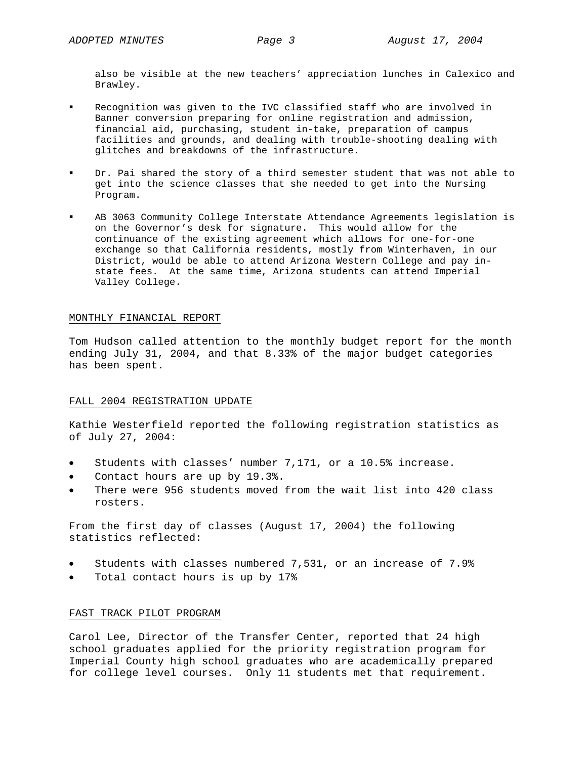also be visible at the new teachers' appreciation lunches in Calexico and Brawley.

- Recognition was given to the IVC classified staff who are involved in Banner conversion preparing for online registration and admission, financial aid, purchasing, student in-take, preparation of campus facilities and grounds, and dealing with trouble-shooting dealing with glitches and breakdowns of the infrastructure.

- Dr. Pai shared the story of a third semester student that was not able to get into the science classes that she needed to get into the Nursing Program.

- AB 3063 Community College Interstate Attendance Agreements legislation is on the Governor's desk for signature. This would allow for the continuance of the existing agreement which allows for one-for-one exchange so that California residents, mostly from Winterhaven, in our District, would be able to attend Arizona Western College and pay in-state fees. At the same time, Arizona students can attend Imperial Valley College.

## MONTHLY FINANCIAL REPORT

Tom Hudson called attention to the monthly budget report for the month ending July 31, 2004, and that 8.33% of the major budget categories has been spent.

## FALL 2004 REGISTRATION UPDATE

Kathie Westerfield reported the following registration statistics as of July 27, 2004:

- Students with classes' number 7,171, or a 10.5% increase.
- Contact hours are up by 19.3%.
- There were 956 students moved from the wait list into 420 class rosters.

From the first day of classes (August 17, 2004) the following statistics reflected:

- Students with classes numbered 7,531, or an increase of 7.9%
- Total contact hours is up by 17%

## FAST TRACK PILOT PROGRAM

Carol Lee, Director of the Transfer Center, reported that 24 high school graduates applied for the priority registration program for Imperial County high school graduates who are academically prepared for college level courses. Only 11 students met that requirement.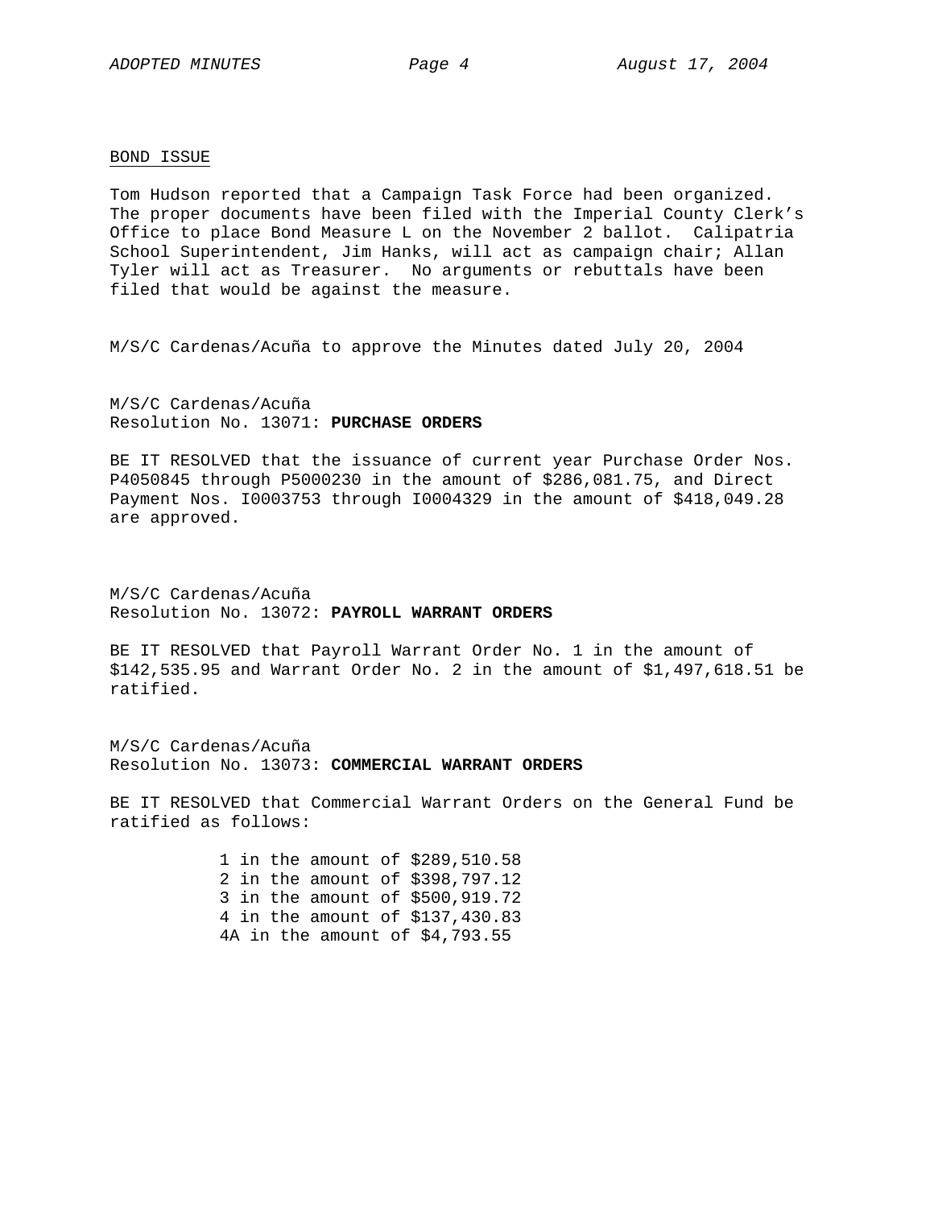## BOND ISSUE

Tom Hudson reported that a Campaign Task Force had been organized. The proper documents have been filed with the Imperial County Clerk's Office to place Bond Measure L on the November 2 ballot. Calipatria School Superintendent, Jim Hanks, will act as campaign chair; Allan Tyler will act as Treasurer. No arguments or rebuttals have been filed that would be against the measure.

M/S/C Cardenas/Acuña to approve the Minutes dated July 20, 2004

M/S/C Cardenas/Acuña
Resolution No. 13071: **PURCHASE ORDERS**

BE IT RESOLVED that the issuance of current year Purchase Order Nos. P4050845 through P5000230 in the amount of $286,081.75, and Direct Payment Nos. I0003753 through I0004329 in the amount of $418,049.28 are approved.

M/S/C Cardenas/Acuña
Resolution No. 13072: **PAYROLL WARRANT ORDERS**

BE IT RESOLVED that Payroll Warrant Order No. 1 in the amount of $142,535.95 and Warrant Order No. 2 in the amount of $1,497,618.51 be ratified.

M/S/C Cardenas/Acuña
Resolution No. 13073: **COMMERCIAL WARRANT ORDERS**

BE IT RESOLVED that Commercial Warrant Orders on the General Fund be ratified as follows:

1 in the amount of $289,510.58
2 in the amount of $398,797.12
3 in the amount of $500,919.72
4 in the amount of $137,430.83
4A in the amount of $4,793.55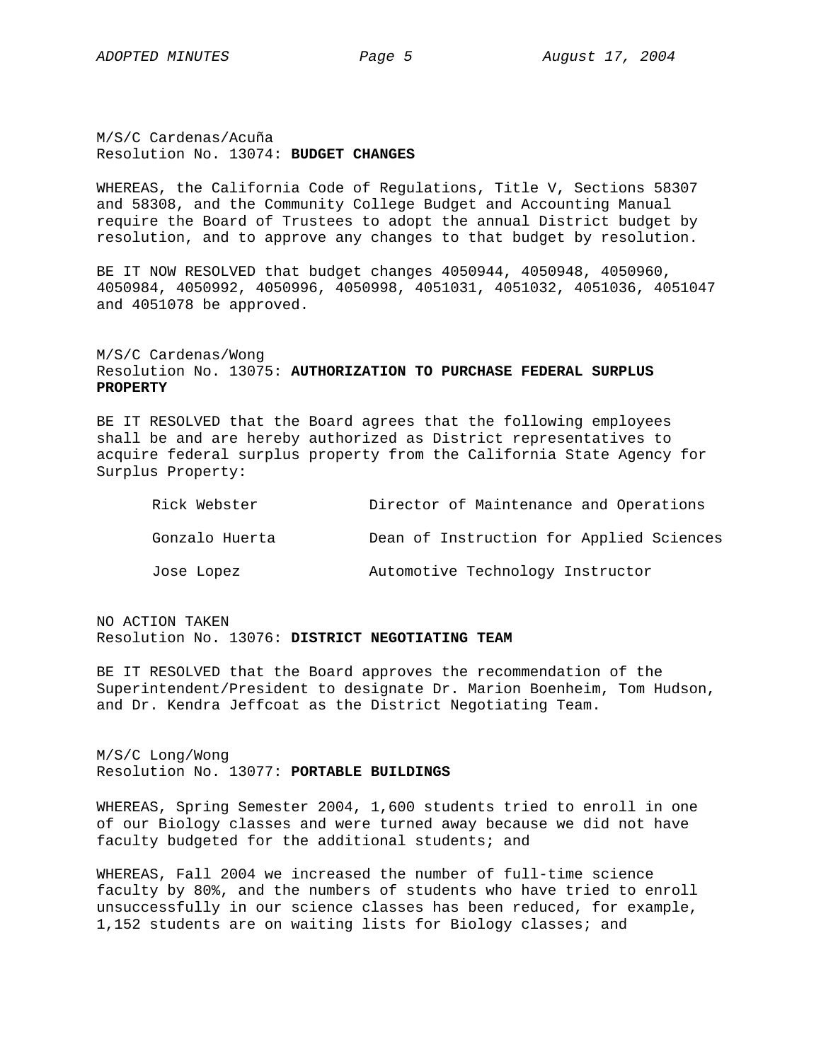M/S/C Cardenas/Acuña
Resolution No. 13074: **BUDGET CHANGES**

WHEREAS, the California Code of Regulations, Title V, Sections 58307 and 58308, and the Community College Budget and Accounting Manual require the Board of Trustees to adopt the annual District budget by resolution, and to approve any changes to that budget by resolution.

BE IT NOW RESOLVED that budget changes 4050944, 4050948, 4050960, 4050984, 4050992, 4050996, 4050998, 4051031, 4051032, 4051036, 4051047 and 4051078 be approved.

M/S/C Cardenas/Wong
Resolution No. 13075: **AUTHORIZATION TO PURCHASE FEDERAL SURPLUS PROPERTY**

BE IT RESOLVED that the Board agrees that the following employees shall be and are hereby authorized as District representatives to acquire federal surplus property from the California State Agency for Surplus Property:

| | |
|---|---|
| Rick Webster | Director of Maintenance and Operations |
| Gonzalo Huerta | Dean of Instruction for Applied Sciences |
| Jose Lopez | Automotive Technology Instructor |

NO ACTION TAKEN
Resolution No. 13076: **DISTRICT NEGOTIATING TEAM**

BE IT RESOLVED that the Board approves the recommendation of the Superintendent/President to designate Dr. Marion Boenheim, Tom Hudson, and Dr. Kendra Jeffcoat as the District Negotiating Team.

M/S/C Long/Wong
Resolution No. 13077: **PORTABLE BUILDINGS**

WHEREAS, Spring Semester 2004, 1,600 students tried to enroll in one of our Biology classes and were turned away because we did not have faculty budgeted for the additional students; and

WHEREAS, Fall 2004 we increased the number of full-time science faculty by 80%, and the numbers of students who have tried to enroll unsuccessfully in our science classes has been reduced, for example, 1,152 students are on waiting lists for Biology classes; and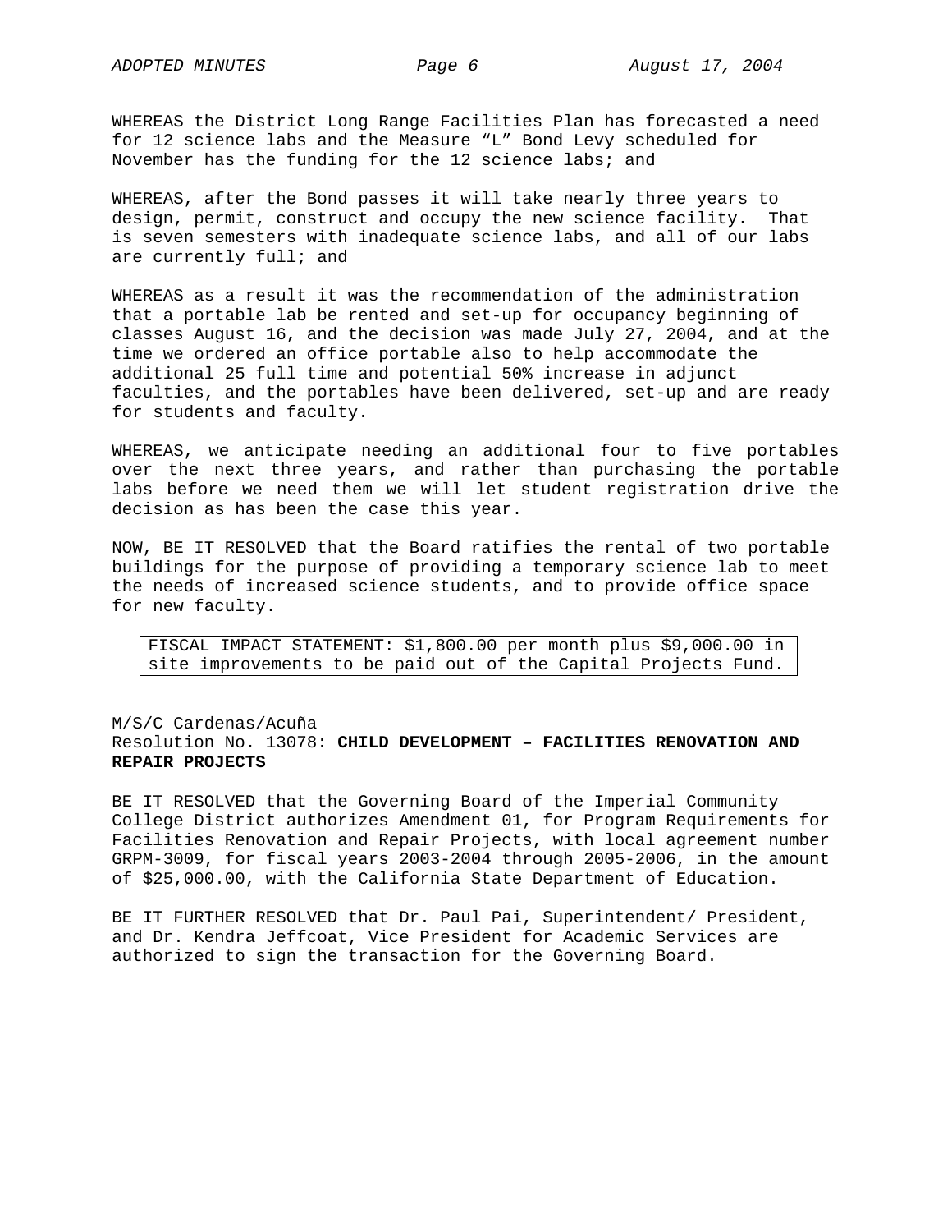WHEREAS the District Long Range Facilities Plan has forecasted a need for 12 science labs and the Measure “L” Bond Levy scheduled for November has the funding for the 12 science labs; and

WHEREAS, after the Bond passes it will take nearly three years to design, permit, construct and occupy the new science facility. That is seven semesters with inadequate science labs, and all of our labs are currently full; and

WHEREAS as a result it was the recommendation of the administration that a portable lab be rented and set-up for occupancy beginning of classes August 16, and the decision was made July 27, 2004, and at the time we ordered an office portable also to help accommodate the additional 25 full time and potential 50% increase in adjunct faculties, and the portables have been delivered, set-up and are ready for students and faculty.

WHEREAS, we anticipate needing an additional four to five portables over the next three years, and rather than purchasing the portable labs before we need them we will let student registration drive the decision as has been the case this year.

NOW, BE IT RESOLVED that the Board ratifies the rental of two portable buildings for the purpose of providing a temporary science lab to meet the needs of increased science students, and to provide office space for new faculty.

| FISCAL IMPACT STATEMENT: $1,800.00 per month plus $9,000.00 in site improvements to be paid out of the Capital Projects Fund. |
|---|

M/S/C Cardenas/Acuña
Resolution No. 13078: **CHILD DEVELOPMENT – FACILITIES RENOVATION AND REPAIR PROJECTS**

BE IT RESOLVED that the Governing Board of the Imperial Community College District authorizes Amendment 01, for Program Requirements for Facilities Renovation and Repair Projects, with local agreement number GRPM-3009, for fiscal years 2003-2004 through 2005-2006, in the amount of $25,000.00, with the California State Department of Education.

BE IT FURTHER RESOLVED that Dr. Paul Pai, Superintendent/ President, and Dr. Kendra Jeffcoat, Vice President for Academic Services are authorized to sign the transaction for the Governing Board.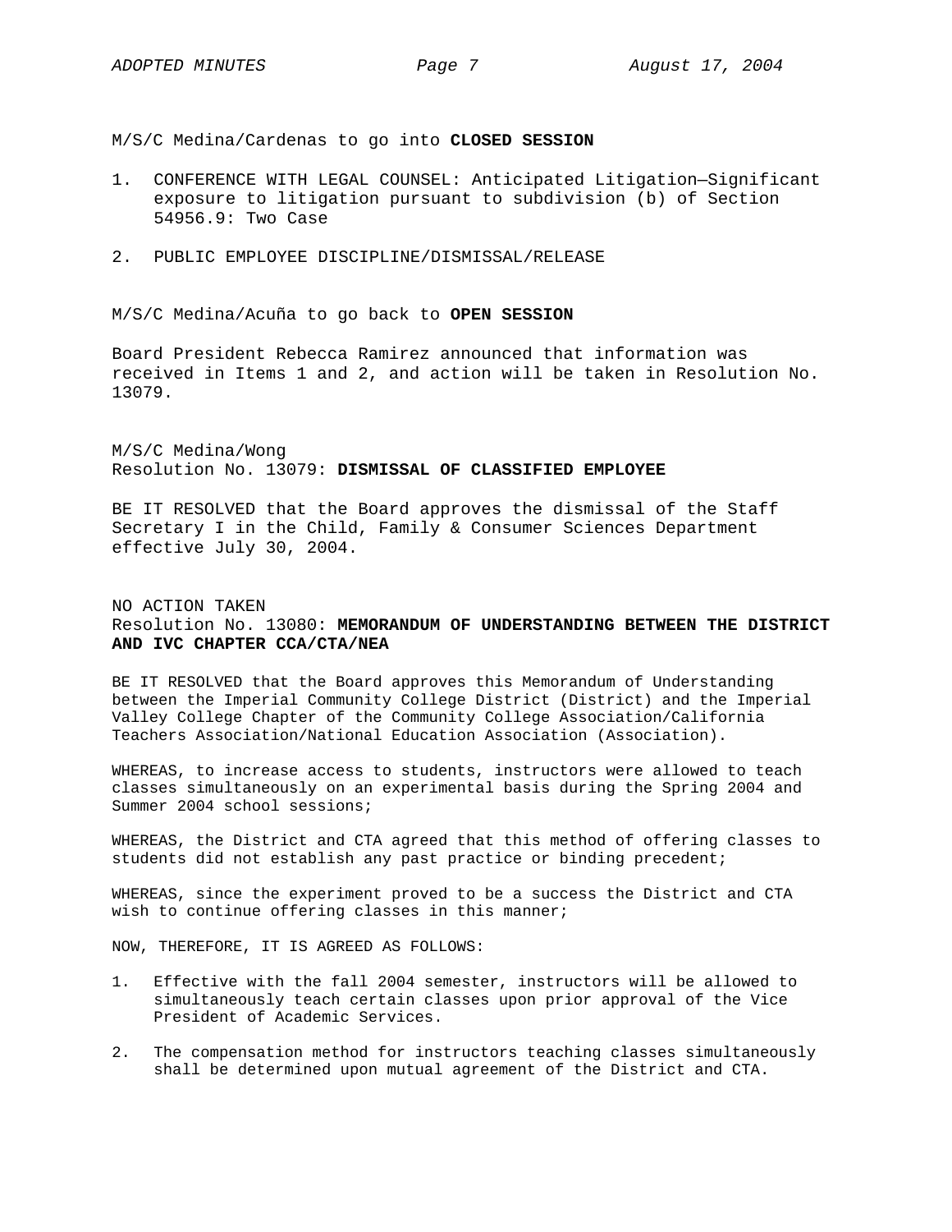M/S/C Medina/Cardenas to go into **CLOSED SESSION**

1. CONFERENCE WITH LEGAL COUNSEL: Anticipated Litigation—Significant exposure to litigation pursuant to subdivision (b) of Section 54956.9: Two Case

2. PUBLIC EMPLOYEE DISCIPLINE/DISMISSAL/RELEASE

M/S/C Medina/Acuña to go back to **OPEN SESSION**

Board President Rebecca Ramirez announced that information was received in Items 1 and 2, and action will be taken in Resolution No. 13079.

M/S/C Medina/Wong
Resolution No. 13079: **DISMISSAL OF CLASSIFIED EMPLOYEE**

BE IT RESOLVED that the Board approves the dismissal of the Staff Secretary I in the Child, Family & Consumer Sciences Department effective July 30, 2004.

NO ACTION TAKEN
Resolution No. 13080: **MEMORANDUM OF UNDERSTANDING BETWEEN THE DISTRICT AND IVC CHAPTER CCA/CTA/NEA**

BE IT RESOLVED that the Board approves this Memorandum of Understanding between the Imperial Community College District (District) and the Imperial Valley College Chapter of the Community College Association/California Teachers Association/National Education Association (Association).

WHEREAS, to increase access to students, instructors were allowed to teach classes simultaneously on an experimental basis during the Spring 2004 and Summer 2004 school sessions;

WHEREAS, the District and CTA agreed that this method of offering classes to students did not establish any past practice or binding precedent;

WHEREAS, since the experiment proved to be a success the District and CTA wish to continue offering classes in this manner;

NOW, THEREFORE, IT IS AGREED AS FOLLOWS:

1. Effective with the fall 2004 semester, instructors will be allowed to simultaneously teach certain classes upon prior approval of the Vice President of Academic Services.

2. The compensation method for instructors teaching classes simultaneously shall be determined upon mutual agreement of the District and CTA.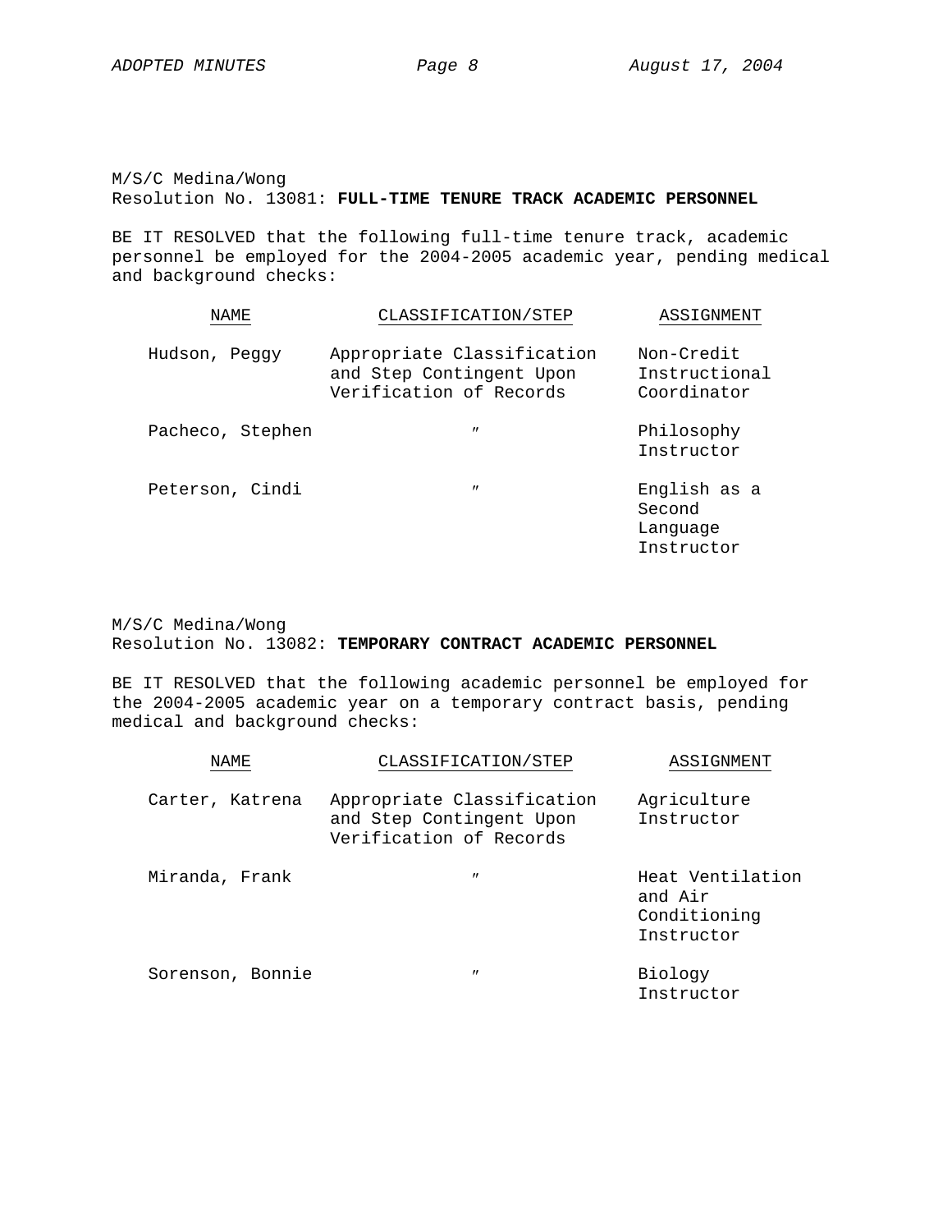M/S/C Medina/Wong
Resolution No. 13081: **FULL-TIME TENURE TRACK ACADEMIC PERSONNEL**

BE IT RESOLVED that the following full-time tenure track, academic personnel be employed for the 2004-2005 academic year, pending medical and background checks:

| NAME | CLASSIFICATION/STEP | ASSIGNMENT |
|---|---|---|
| Hudson, Peggy | Appropriate Classification and Step Contingent Upon Verification of Records | Non-Credit Instructional Coordinator |
| Pacheco, Stephen | ″ | Philosophy Instructor |
| Peterson, Cindi | ″ | English as a Second Language Instructor |

M/S/C Medina/Wong
Resolution No. 13082: **TEMPORARY CONTRACT ACADEMIC PERSONNEL**

BE IT RESOLVED that the following academic personnel be employed for the 2004-2005 academic year on a temporary contract basis, pending medical and background checks:

| NAME | CLASSIFICATION/STEP | ASSIGNMENT |
|---|---|---|
| Carter, Katrena | Appropriate Classification and Step Contingent Upon Verification of Records | Agriculture Instructor |
| Miranda, Frank | ″ | Heat Ventilation and Air Conditioning Instructor |
| Sorenson, Bonnie | ″ | Biology Instructor |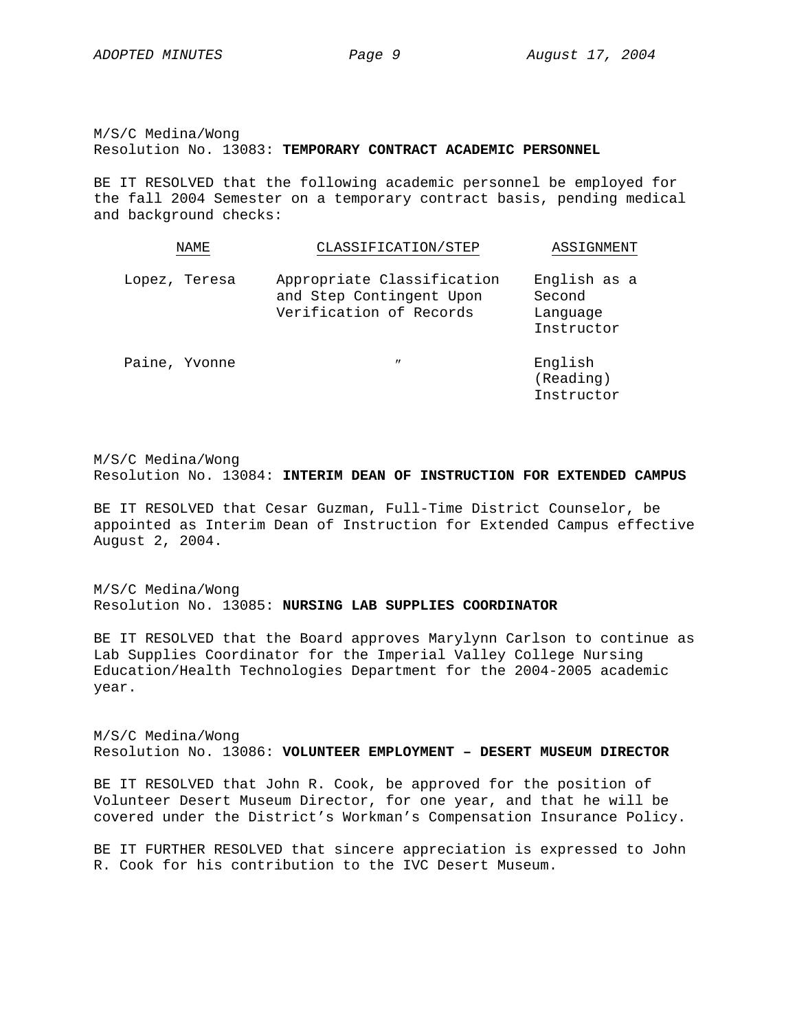M/S/C Medina/Wong
Resolution No. 13083: **TEMPORARY CONTRACT ACADEMIC PERSONNEL**

BE IT RESOLVED that the following academic personnel be employed for the fall 2004 Semester on a temporary contract basis, pending medical and background checks:

| NAME | CLASSIFICATION/STEP | ASSIGNMENT |
|---|---|---|
| Lopez, Teresa | Appropriate Classification and Step Contingent Upon Verification of Records | English as a Second Language Instructor |
| Paine, Yvonne | ″ | English (Reading) Instructor |

M/S/C Medina/Wong
Resolution No. 13084: **INTERIM DEAN OF INSTRUCTION FOR EXTENDED CAMPUS**

BE IT RESOLVED that Cesar Guzman, Full-Time District Counselor, be appointed as Interim Dean of Instruction for Extended Campus effective August 2, 2004.

M/S/C Medina/Wong
Resolution No. 13085: **NURSING LAB SUPPLIES COORDINATOR**

BE IT RESOLVED that the Board approves Marylynn Carlson to continue as Lab Supplies Coordinator for the Imperial Valley College Nursing Education/Health Technologies Department for the 2004-2005 academic year.

M/S/C Medina/Wong
Resolution No. 13086: **VOLUNTEER EMPLOYMENT – DESERT MUSEUM DIRECTOR**

BE IT RESOLVED that John R. Cook, be approved for the position of Volunteer Desert Museum Director, for one year, and that he will be covered under the District’s Workman’s Compensation Insurance Policy.

BE IT FURTHER RESOLVED that sincere appreciation is expressed to John R. Cook for his contribution to the IVC Desert Museum.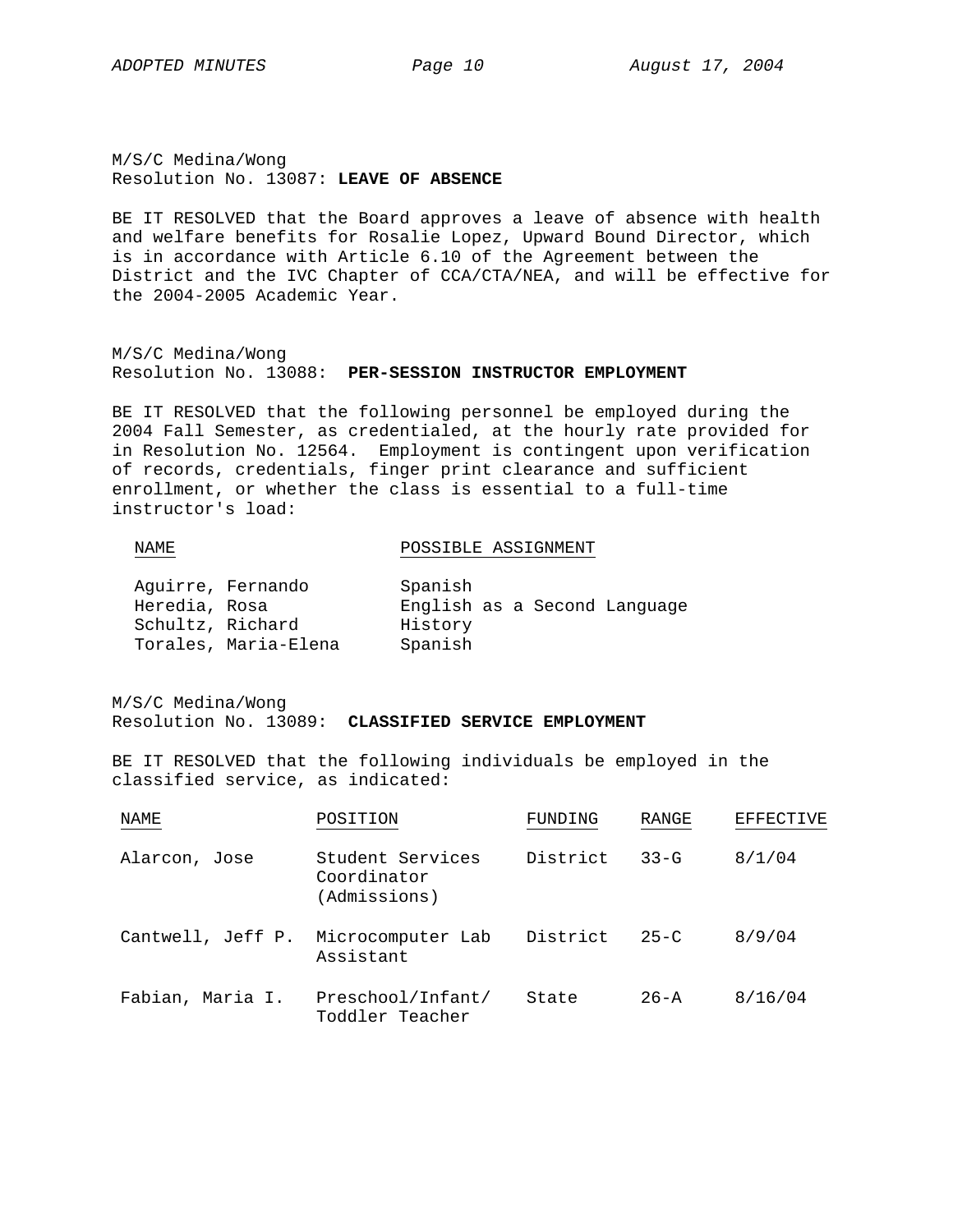M/S/C Medina/Wong
Resolution No. 13087: **LEAVE OF ABSENCE**

BE IT RESOLVED that the Board approves a leave of absence with health and welfare benefits for Rosalie Lopez, Upward Bound Director, which is in accordance with Article 6.10 of the Agreement between the District and the IVC Chapter of CCA/CTA/NEA, and will be effective for the 2004-2005 Academic Year.

M/S/C Medina/Wong
Resolution No. 13088: **PER-SESSION INSTRUCTOR EMPLOYMENT**

BE IT RESOLVED that the following personnel be employed during the 2004 Fall Semester, as credentialed, at the hourly rate provided for in Resolution No. 12564. Employment is contingent upon verification of records, credentials, finger print clearance and sufficient enrollment, or whether the class is essential to a full-time instructor's load:

| NAME | POSSIBLE ASSIGNMENT |
|---|---|
| Aguirre, Fernando | Spanish |
| Heredia, Rosa | English as a Second Language |
| Schultz, Richard | History |
| Torales, Maria-Elena | Spanish |

M/S/C Medina/Wong
Resolution No. 13089: **CLASSIFIED SERVICE EMPLOYMENT**

BE IT RESOLVED that the following individuals be employed in the classified service, as indicated:

| NAME | POSITION | FUNDING | RANGE | EFFECTIVE |
|---|---|---|---|---|
| Alarcon, Jose | Student Services Coordinator (Admissions) | District | 33-G | 8/1/04 |
| Cantwell, Jeff P. | Microcomputer Lab Assistant | District | 25-C | 8/9/04 |
| Fabian, Maria I. | Preschool/Infant/ Toddler Teacher | State | 26-A | 8/16/04 |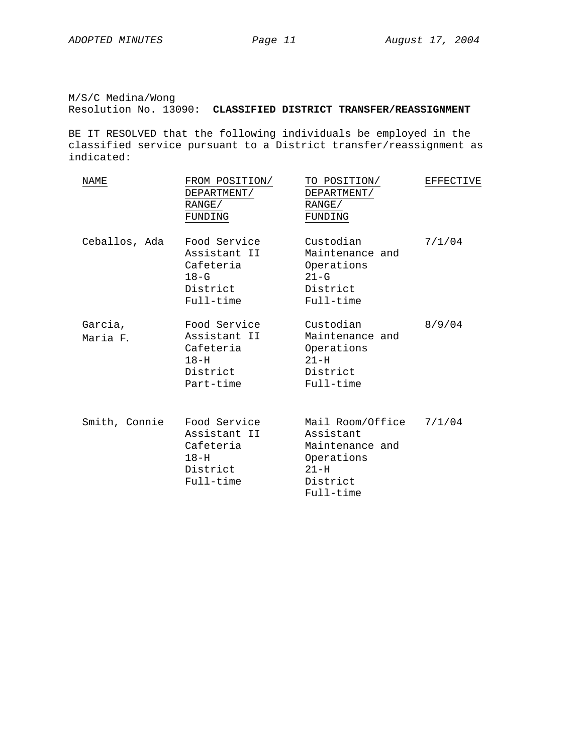M/S/C Medina/Wong
Resolution No. 13090: **CLASSIFIED DISTRICT TRANSFER/REASSIGNMENT**

BE IT RESOLVED that the following individuals be employed in the classified service pursuant to a District transfer/reassignment as indicated:

| NAME | FROM POSITION/ DEPARTMENT/ RANGE/ FUNDING | TO POSITION/ DEPARTMENT/ RANGE/ FUNDING | EFFECTIVE |
|---|---|---|---|
| Ceballos, Ada | Food Service Assistant II<br>Cafeteria<br>18-G<br>District<br>Full-time | Custodian<br>Maintenance and Operations<br>21-G<br>District<br>Full-time | 7/1/04 |
| Garcia, Maria F. | Food Service Assistant II<br>Cafeteria<br>18-H<br>District<br>Part-time | Custodian<br>Maintenance and Operations<br>21-H<br>District<br>Full-time | 8/9/04 |
| Smith, Connie | Food Service Assistant II<br>Cafeteria<br>18-H<br>District<br>Full-time | Mail Room/Office Assistant<br>Maintenance and Operations<br>21-H<br>District<br>Full-time | 7/1/04 |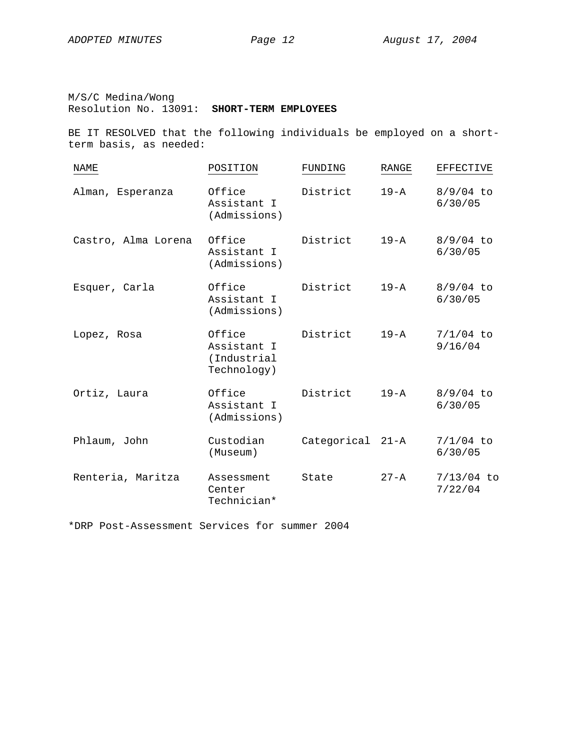M/S/C Medina/Wong
Resolution No. 13091: **SHORT-TERM EMPLOYEES**

BE IT RESOLVED that the following individuals be employed on a short-term basis, as needed:

| NAME | POSITION | FUNDING | RANGE | EFFECTIVE |
|---|---|---|---|---|
| Alman, Esperanza | Office Assistant I (Admissions) | District | 19-A | 8/9/04 to 6/30/05 |
| Castro, Alma Lorena | Office Assistant I (Admissions) | District | 19-A | 8/9/04 to 6/30/05 |
| Esquer, Carla | Office Assistant I (Admissions) | District | 19-A | 8/9/04 to 6/30/05 |
| Lopez, Rosa | Office Assistant I (Industrial Technology) | District | 19-A | 7/1/04 to 9/16/04 |
| Ortiz, Laura | Office Assistant I (Admissions) | District | 19-A | 8/9/04 to 6/30/05 |
| Phlaum, John | Custodian (Museum) | Categorical | 21-A | 7/1/04 to 6/30/05 |
| Renteria, Maritza | Assessment Center Technician* | State | 27-A | 7/13/04 to 7/22/04 |

*DRP Post-Assessment Services for summer 2004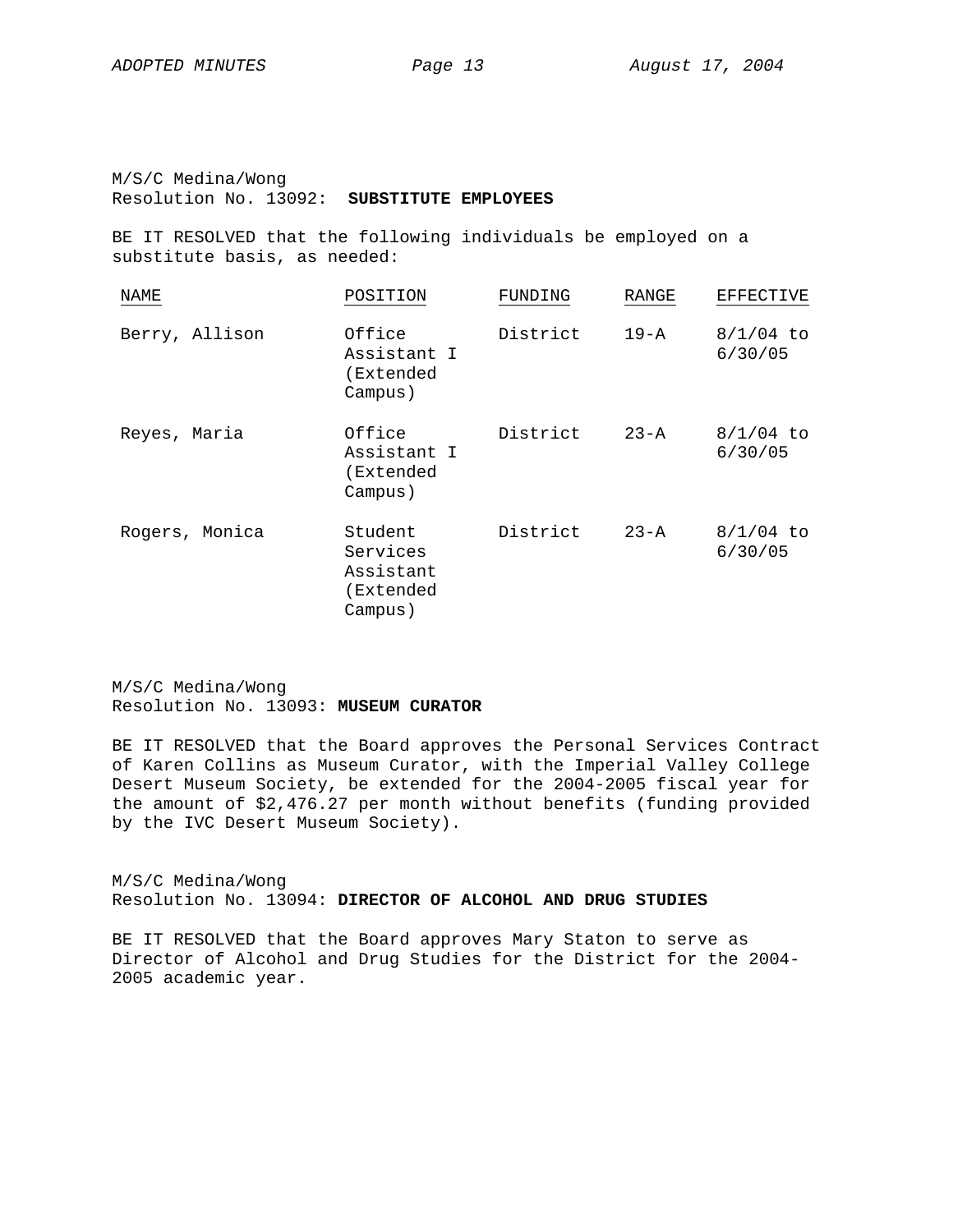M/S/C Medina/Wong
Resolution No. 13092: **SUBSTITUTE EMPLOYEES**

BE IT RESOLVED that the following individuals be employed on a substitute basis, as needed:

| NAME | POSITION | FUNDING | RANGE | EFFECTIVE |
|---|---|---|---|---|
| Berry, Allison | Office Assistant I (Extended Campus) | District | 19-A | 8/1/04 to 6/30/05 |
| Reyes, Maria | Office Assistant I (Extended Campus) | District | 23-A | 8/1/04 to 6/30/05 |
| Rogers, Monica | Student Services Assistant (Extended Campus) | District | 23-A | 8/1/04 to 6/30/05 |

M/S/C Medina/Wong
Resolution No. 13093: **MUSEUM CURATOR**

BE IT RESOLVED that the Board approves the Personal Services Contract of Karen Collins as Museum Curator, with the Imperial Valley College Desert Museum Society, be extended for the 2004-2005 fiscal year for the amount of $2,476.27 per month without benefits (funding provided by the IVC Desert Museum Society).

M/S/C Medina/Wong
Resolution No. 13094: **DIRECTOR OF ALCOHOL AND DRUG STUDIES**

BE IT RESOLVED that the Board approves Mary Staton to serve as Director of Alcohol and Drug Studies for the District for the 2004-2005 academic year.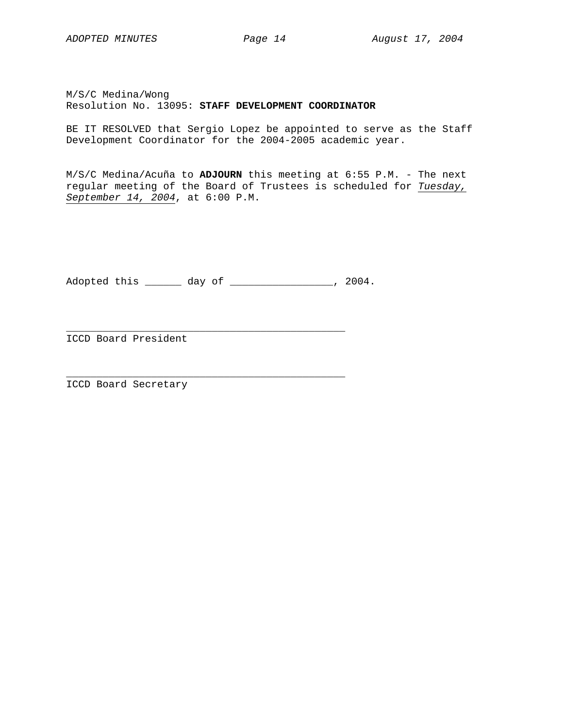M/S/C Medina/Wong
Resolution No. 13095: **STAFF DEVELOPMENT COORDINATOR**

BE IT RESOLVED that Sergio Lopez be appointed to serve as the Staff Development Coordinator for the 2004-2005 academic year.

M/S/C Medina/Acuña to **ADJOURN** this meeting at 6:55 P.M. - The next regular meeting of the Board of Trustees is scheduled for *Tuesday, September 14, 2004*, at 6:00 P.M.

Adopted this ______ day of _________________, 2004.

_______________________________________________
ICCD Board President

_______________________________________________
ICCD Board Secretary